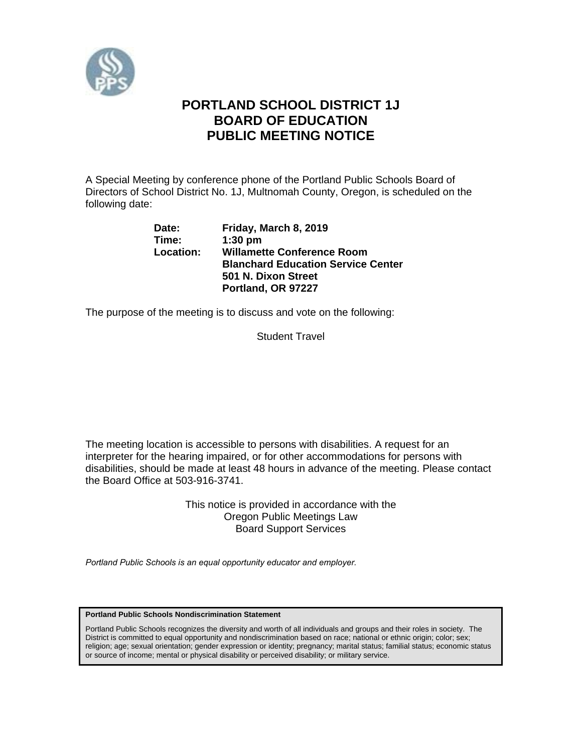# PORTLAND SCHOOL DISTRICT 1J
# BOARD OF EDUCATION
# PUBLIC MEETING NOTICE

A Special Meeting by conference phone of the Portland Public Schools Board of Directors of School District No. 1J, Multnomah County, Oregon, is scheduled on the following date:

**Date:** **Friday, March 8, 2019**
**Time:** **1:30 pm**
**Location:** **Willamette Conference Room**
**Blanchard Education Service Center**
**501 N. Dixon Street**
**Portland, OR 97227**

The purpose of the meeting is to discuss and vote on the following:

Student Travel

The meeting location is accessible to persons with disabilities. A request for an interpreter for the hearing impaired, or for other accommodations for persons with disabilities, should be made at least 48 hours in advance of the meeting. Please contact the Board Office at 503-916-3741.

This notice is provided in accordance with the
Oregon Public Meetings Law
Board Support Services

*Portland Public Schools is an equal opportunity educator and employer.*

**Portland Public Schools Nondiscrimination Statement**

Portland Public Schools recognizes the diversity and worth of all individuals and groups and their roles in society. The District is committed to equal opportunity and nondiscrimination based on race; national or ethnic origin; color; sex; religion; age; sexual orientation; gender expression or identity; pregnancy; marital status; familial status; economic status or source of income; mental or physical disability or perceived disability; or military service.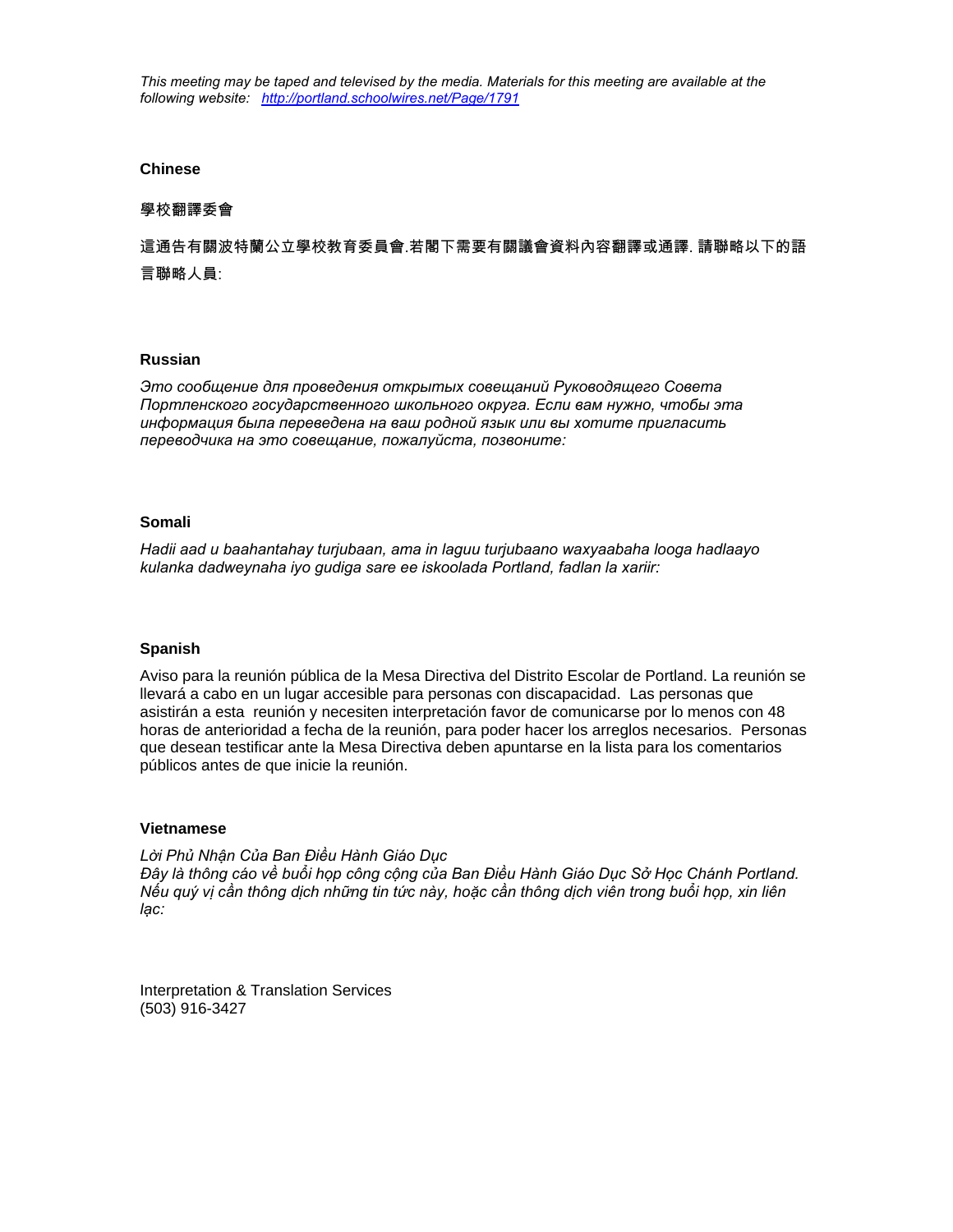*This meeting may be taped and televised by the media. Materials for this meeting are available at the following website: http://portland.schoolwires.net/Page/1791*

**Chinese**

學校翻譯委會

這通告有關波特蘭公立學校教育委員會.若閣下需要有關議會資料內容翻譯或通譯. 請聯略以下的語言聯略人員:

**Russian**

*Это сообщение для проведения открытых совещаний Руководящего Совета Портленского государственного школьного округа. Если вам нужно, чтобы эта информация была переведена на ваш родной язык или вы хотите пригласить переводчика на это совещание, пожалуйста, позвоните:*

**Somali**

*Hadii aad u baahantahay turjubaan, ama in laguu turjubaano waxyaabaha looga hadlaayo kulanka dadweynaha iyo gudiga sare ee iskoolada Portland, fadlan la xariir:*

**Spanish**

Aviso para la reunión pública de la Mesa Directiva del Distrito Escolar de Portland. La reunión se llevará a cabo en un lugar accesible para personas con discapacidad. Las personas que asistirán a esta reunión y necesiten interpretación favor de comunicarse por lo menos con 48 horas de anterioridad a fecha de la reunión, para poder hacer los arreglos necesarios. Personas que desean testificar ante la Mesa Directiva deben apuntarse en la lista para los comentarios públicos antes de que inicie la reunión.

**Vietnamese**

*Lời Phủ Nhận Của Ban Điều Hành Giáo Dục*
*Đây là thông cáo về buổi họp công cộng của Ban Điều Hành Giáo Dục Sở Học Chánh Portland. Nếu quý vị cần thông dịch những tin tức này, hoặc cần thông dịch viên trong buổi họp, xin liên lạc:*

Interpretation & Translation Services
(503) 916-3427